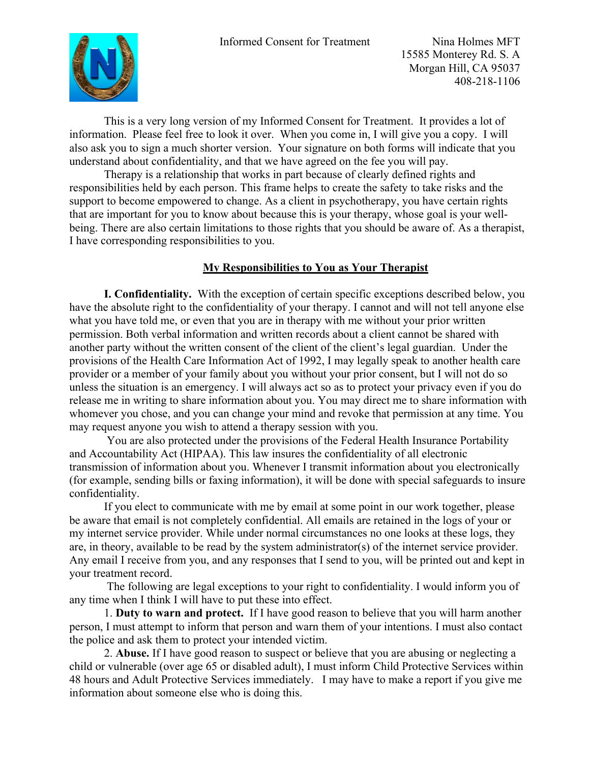Informed Consent for Treatment

Nina Holmes MFT
15585 Monterey Rd. S. A
Morgan Hill, CA 95037
408-218-1106

This is a very long version of my Informed Consent for Treatment. It provides a lot of information. Please feel free to look it over. When you come in, I will give you a copy. I will also ask you to sign a much shorter version. Your signature on both forms will indicate that you understand about confidentiality, and that we have agreed on the fee you will pay.

Therapy is a relationship that works in part because of clearly defined rights and responsibilities held by each person. This frame helps to create the safety to take risks and the support to become empowered to change. As a client in psychotherapy, you have certain rights that are important for you to know about because this is your therapy, whose goal is your well-being. There are also certain limitations to those rights that you should be aware of. As a therapist, I have corresponding responsibilities to you.

## My Responsibilities to You as Your Therapist

**I. Confidentiality.** With the exception of certain specific exceptions described below, you have the absolute right to the confidentiality of your therapy. I cannot and will not tell anyone else what you have told me, or even that you are in therapy with me without your prior written permission. Both verbal information and written records about a client cannot be shared with another party without the written consent of the client of the client's legal guardian. Under the provisions of the Health Care Information Act of 1992, I may legally speak to another health care provider or a member of your family about you without your prior consent, but I will not do so unless the situation is an emergency. I will always act so as to protect your privacy even if you do release me in writing to share information about you. You may direct me to share information with whomever you chose, and you can change your mind and revoke that permission at any time. You may request anyone you wish to attend a therapy session with you.

You are also protected under the provisions of the Federal Health Insurance Portability and Accountability Act (HIPAA). This law insures the confidentiality of all electronic transmission of information about you. Whenever I transmit information about you electronically (for example, sending bills or faxing information), it will be done with special safeguards to insure confidentiality.

If you elect to communicate with me by email at some point in our work together, please be aware that email is not completely confidential. All emails are retained in the logs of your or my internet service provider. While under normal circumstances no one looks at these logs, they are, in theory, available to be read by the system administrator(s) of the internet service provider. Any email I receive from you, and any responses that I send to you, will be printed out and kept in your treatment record.

The following are legal exceptions to your right to confidentiality. I would inform you of any time when I think I will have to put these into effect.

1. **Duty to warn and protect.** If I have good reason to believe that you will harm another person, I must attempt to inform that person and warn them of your intentions. I must also contact the police and ask them to protect your intended victim.

2. **Abuse.** If I have good reason to suspect or believe that you are abusing or neglecting a child or vulnerable (over age 65 or disabled adult), I must inform Child Protective Services within 48 hours and Adult Protective Services immediately. I may have to make a report if you give me information about someone else who is doing this.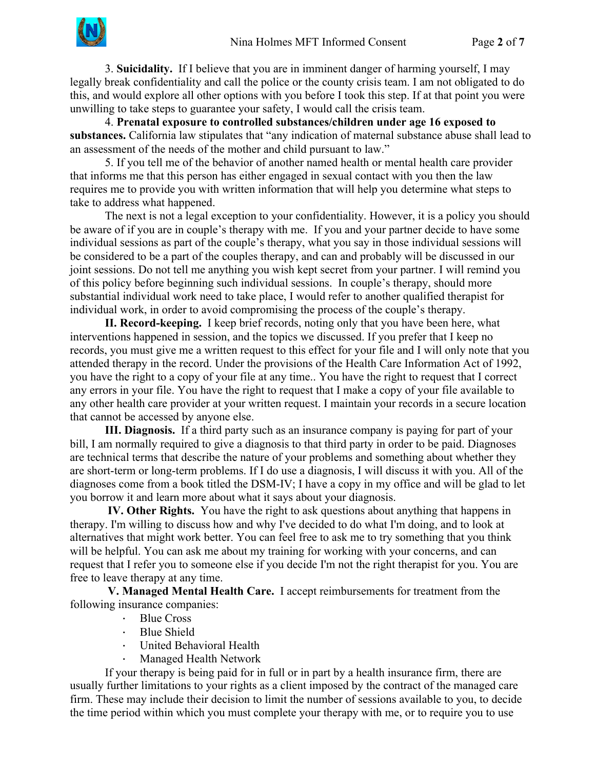3. **Suicidality.** If I believe that you are in imminent danger of harming yourself, I may legally break confidentiality and call the police or the county crisis team. I am not obligated to do this, and would explore all other options with you before I took this step. If at that point you were unwilling to take steps to guarantee your safety, I would call the crisis team.

4. **Prenatal exposure to controlled substances/children under age 16 exposed to substances.** California law stipulates that "any indication of maternal substance abuse shall lead to an assessment of the needs of the mother and child pursuant to law."

5. If you tell me of the behavior of another named health or mental health care provider that informs me that this person has either engaged in sexual contact with you then the law requires me to provide you with written information that will help you determine what steps to take to address what happened.

The next is not a legal exception to your confidentiality. However, it is a policy you should be aware of if you are in couple's therapy with me. If you and your partner decide to have some individual sessions as part of the couple's therapy, what you say in those individual sessions will be considered to be a part of the couples therapy, and can and probably will be discussed in our joint sessions. Do not tell me anything you wish kept secret from your partner. I will remind you of this policy before beginning such individual sessions. In couple's therapy, should more substantial individual work need to take place, I would refer to another qualified therapist for individual work, in order to avoid compromising the process of the couple's therapy.

**II. Record-keeping.** I keep brief records, noting only that you have been here, what interventions happened in session, and the topics we discussed. If you prefer that I keep no records, you must give me a written request to this effect for your file and I will only note that you attended therapy in the record. Under the provisions of the Health Care Information Act of 1992, you have the right to a copy of your file at any time.. You have the right to request that I correct any errors in your file. You have the right to request that I make a copy of your file available to any other health care provider at your written request. I maintain your records in a secure location that cannot be accessed by anyone else.

**III. Diagnosis.** If a third party such as an insurance company is paying for part of your bill, I am normally required to give a diagnosis to that third party in order to be paid. Diagnoses are technical terms that describe the nature of your problems and something about whether they are short-term or long-term problems. If I do use a diagnosis, I will discuss it with you. All of the diagnoses come from a book titled the DSM-IV; I have a copy in my office and will be glad to let you borrow it and learn more about what it says about your diagnosis.

**IV. Other Rights.** You have the right to ask questions about anything that happens in therapy. I'm willing to discuss how and why I've decided to do what I'm doing, and to look at alternatives that might work better. You can feel free to ask me to try something that you think will be helpful. You can ask me about my training for working with your concerns, and can request that I refer you to someone else if you decide I'm not the right therapist for you. You are free to leave therapy at any time.

**V. Managed Mental Health Care.** I accept reimbursements for treatment from the following insurance companies:

- Blue Cross
- Blue Shield
- United Behavioral Health
- Managed Health Network

If your therapy is being paid for in full or in part by a health insurance firm, there are usually further limitations to your rights as a client imposed by the contract of the managed care firm. These may include their decision to limit the number of sessions available to you, to decide the time period within which you must complete your therapy with me, or to require you to use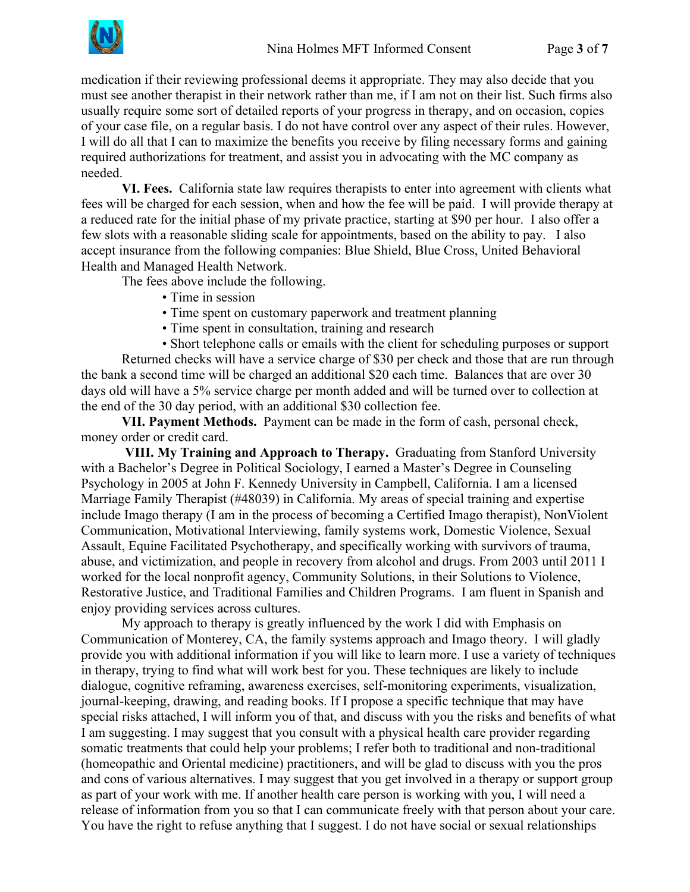medication if their reviewing professional deems it appropriate. They may also decide that you must see another therapist in their network rather than me, if I am not on their list. Such firms also usually require some sort of detailed reports of your progress in therapy, and on occasion, copies of your case file, on a regular basis. I do not have control over any aspect of their rules. However, I will do all that I can to maximize the benefits you receive by filing necessary forms and gaining required authorizations for treatment, and assist you in advocating with the MC company as needed.

**VI. Fees.** California state law requires therapists to enter into agreement with clients what fees will be charged for each session, when and how the fee will be paid. I will provide therapy at a reduced rate for the initial phase of my private practice, starting at $90 per hour. I also offer a few slots with a reasonable sliding scale for appointments, based on the ability to pay. I also accept insurance from the following companies: Blue Shield, Blue Cross, United Behavioral Health and Managed Health Network.

The fees above include the following.

- Time in session
- Time spent on customary paperwork and treatment planning
- Time spent in consultation, training and research
- Short telephone calls or emails with the client for scheduling purposes or support

Returned checks will have a service charge of $30 per check and those that are run through the bank a second time will be charged an additional $20 each time. Balances that are over 30 days old will have a 5% service charge per month added and will be turned over to collection at the end of the 30 day period, with an additional $30 collection fee.

**VII. Payment Methods.** Payment can be made in the form of cash, personal check, money order or credit card.

**VIII. My Training and Approach to Therapy.** Graduating from Stanford University with a Bachelor's Degree in Political Sociology, I earned a Master's Degree in Counseling Psychology in 2005 at John F. Kennedy University in Campbell, California. I am a licensed Marriage Family Therapist (#48039) in California. My areas of special training and expertise include Imago therapy (I am in the process of becoming a Certified Imago therapist), NonViolent Communication, Motivational Interviewing, family systems work, Domestic Violence, Sexual Assault, Equine Facilitated Psychotherapy, and specifically working with survivors of trauma, abuse, and victimization, and people in recovery from alcohol and drugs. From 2003 until 2011 I worked for the local nonprofit agency, Community Solutions, in their Solutions to Violence, Restorative Justice, and Traditional Families and Children Programs. I am fluent in Spanish and enjoy providing services across cultures.

My approach to therapy is greatly influenced by the work I did with Emphasis on Communication of Monterey, CA, the family systems approach and Imago theory. I will gladly provide you with additional information if you will like to learn more. I use a variety of techniques in therapy, trying to find what will work best for you. These techniques are likely to include dialogue, cognitive reframing, awareness exercises, self-monitoring experiments, visualization, journal-keeping, drawing, and reading books. If I propose a specific technique that may have special risks attached, I will inform you of that, and discuss with you the risks and benefits of what I am suggesting. I may suggest that you consult with a physical health care provider regarding somatic treatments that could help your problems; I refer both to traditional and non-traditional (homeopathic and Oriental medicine) practitioners, and will be glad to discuss with you the pros and cons of various alternatives. I may suggest that you get involved in a therapy or support group as part of your work with me. If another health care person is working with you, I will need a release of information from you so that I can communicate freely with that person about your care. You have the right to refuse anything that I suggest. I do not have social or sexual relationships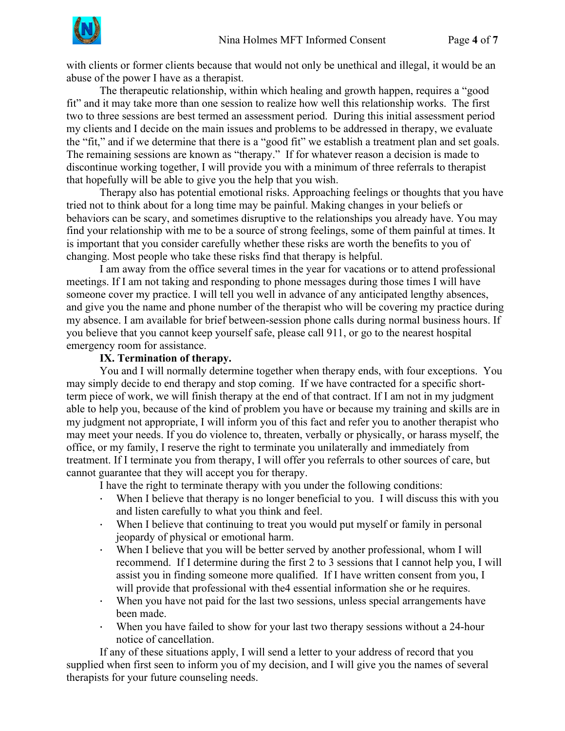with clients or former clients because that would not only be unethical and illegal, it would be an abuse of the power I have as a therapist.

The therapeutic relationship, within which healing and growth happen, requires a "good fit" and it may take more than one session to realize how well this relationship works. The first two to three sessions are best termed an assessment period. During this initial assessment period my clients and I decide on the main issues and problems to be addressed in therapy, we evaluate the "fit," and if we determine that there is a "good fit" we establish a treatment plan and set goals. The remaining sessions are known as "therapy." If for whatever reason a decision is made to discontinue working together, I will provide you with a minimum of three referrals to therapist that hopefully will be able to give you the help that you wish.

Therapy also has potential emotional risks. Approaching feelings or thoughts that you have tried not to think about for a long time may be painful. Making changes in your beliefs or behaviors can be scary, and sometimes disruptive to the relationships you already have. You may find your relationship with me to be a source of strong feelings, some of them painful at times. It is important that you consider carefully whether these risks are worth the benefits to you of changing. Most people who take these risks find that therapy is helpful.

I am away from the office several times in the year for vacations or to attend professional meetings. If I am not taking and responding to phone messages during those times I will have someone cover my practice. I will tell you well in advance of any anticipated lengthy absences, and give you the name and phone number of the therapist who will be covering my practice during my absence. I am available for brief between-session phone calls during normal business hours. If you believe that you cannot keep yourself safe, please call 911, or go to the nearest hospital emergency room for assistance.

**IX. Termination of therapy.**

You and I will normally determine together when therapy ends, with four exceptions. You may simply decide to end therapy and stop coming. If we have contracted for a specific short-term piece of work, we will finish therapy at the end of that contract. If I am not in my judgment able to help you, because of the kind of problem you have or because my training and skills are in my judgment not appropriate, I will inform you of this fact and refer you to another therapist who may meet your needs. If you do violence to, threaten, verbally or physically, or harass myself, the office, or my family, I reserve the right to terminate you unilaterally and immediately from treatment. If I terminate you from therapy, I will offer you referrals to other sources of care, but cannot guarantee that they will accept you for therapy.

I have the right to terminate therapy with you under the following conditions:

- When I believe that therapy is no longer beneficial to you. I will discuss this with you and listen carefully to what you think and feel.
- When I believe that continuing to treat you would put myself or family in personal jeopardy of physical or emotional harm.
- When I believe that you will be better served by another professional, whom I will recommend. If I determine during the first 2 to 3 sessions that I cannot help you, I will assist you in finding someone more qualified. If I have written consent from you, I will provide that professional with the4 essential information she or he requires.
- When you have not paid for the last two sessions, unless special arrangements have been made.
- When you have failed to show for your last two therapy sessions without a 24-hour notice of cancellation.

If any of these situations apply, I will send a letter to your address of record that you supplied when first seen to inform you of my decision, and I will give you the names of several therapists for your future counseling needs.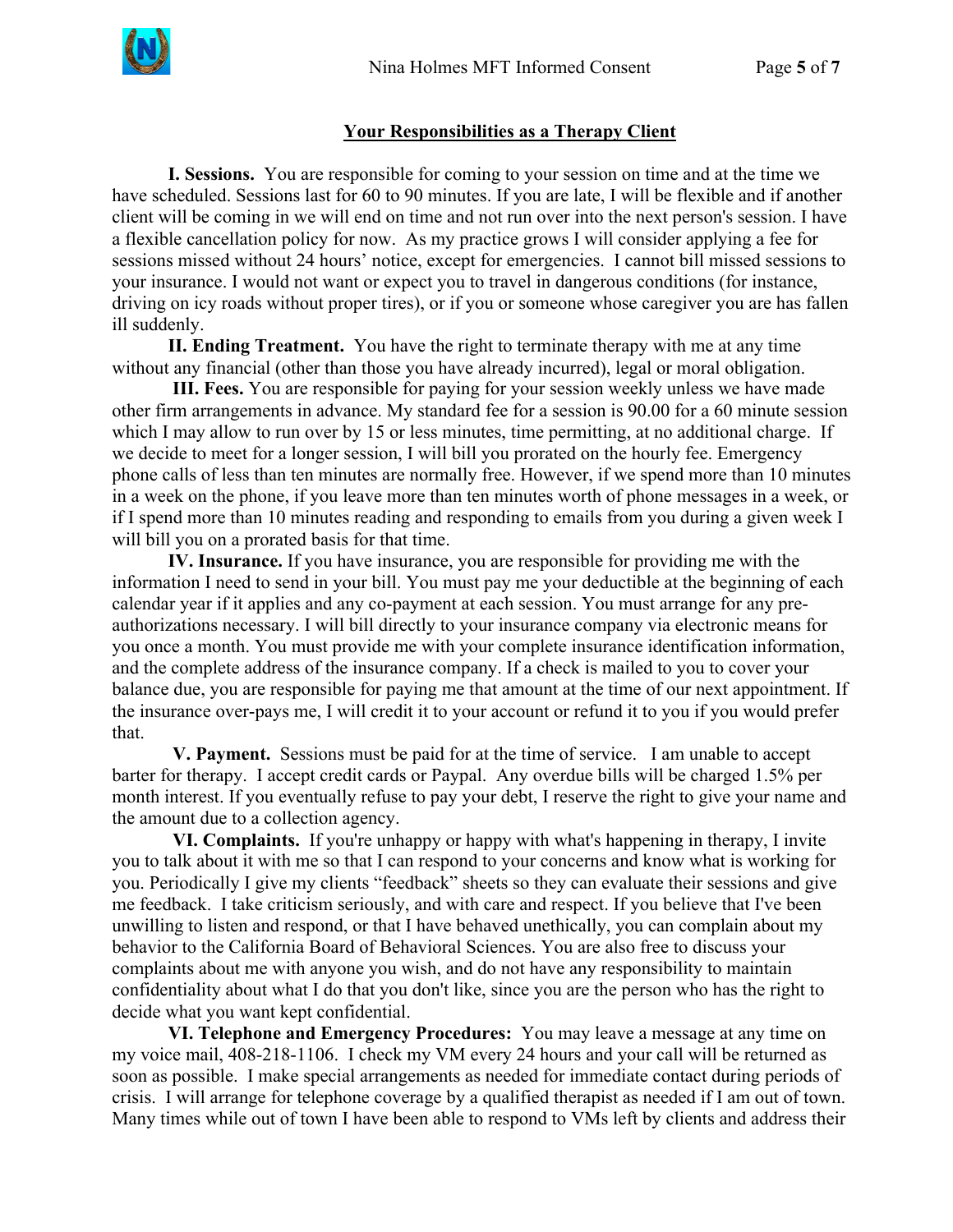## Your Responsibilities as a Therapy Client

**I. Sessions.** You are responsible for coming to your session on time and at the time we have scheduled. Sessions last for 60 to 90 minutes. If you are late, I will be flexible and if another client will be coming in we will end on time and not run over into the next person's session. I have a flexible cancellation policy for now. As my practice grows I will consider applying a fee for sessions missed without 24 hours' notice, except for emergencies. I cannot bill missed sessions to your insurance. I would not want or expect you to travel in dangerous conditions (for instance, driving on icy roads without proper tires), or if you or someone whose caregiver you are has fallen ill suddenly.

**II. Ending Treatment.** You have the right to terminate therapy with me at any time without any financial (other than those you have already incurred), legal or moral obligation.

**III. Fees.** You are responsible for paying for your session weekly unless we have made other firm arrangements in advance. My standard fee for a session is 90.00 for a 60 minute session which I may allow to run over by 15 or less minutes, time permitting, at no additional charge. If we decide to meet for a longer session, I will bill you prorated on the hourly fee. Emergency phone calls of less than ten minutes are normally free. However, if we spend more than 10 minutes in a week on the phone, if you leave more than ten minutes worth of phone messages in a week, or if I spend more than 10 minutes reading and responding to emails from you during a given week I will bill you on a prorated basis for that time.

**IV. Insurance.** If you have insurance, you are responsible for providing me with the information I need to send in your bill. You must pay me your deductible at the beginning of each calendar year if it applies and any co-payment at each session. You must arrange for any pre-authorizations necessary. I will bill directly to your insurance company via electronic means for you once a month. You must provide me with your complete insurance identification information, and the complete address of the insurance company. If a check is mailed to you to cover your balance due, you are responsible for paying me that amount at the time of our next appointment. If the insurance over-pays me, I will credit it to your account or refund it to you if you would prefer that.

**V. Payment.** Sessions must be paid for at the time of service. I am unable to accept barter for therapy. I accept credit cards or Paypal. Any overdue bills will be charged 1.5% per month interest. If you eventually refuse to pay your debt, I reserve the right to give your name and the amount due to a collection agency.

**VI. Complaints.** If you're unhappy or happy with what's happening in therapy, I invite you to talk about it with me so that I can respond to your concerns and know what is working for you. Periodically I give my clients "feedback" sheets so they can evaluate their sessions and give me feedback. I take criticism seriously, and with care and respect. If you believe that I've been unwilling to listen and respond, or that I have behaved unethically, you can complain about my behavior to the California Board of Behavioral Sciences. You are also free to discuss your complaints about me with anyone you wish, and do not have any responsibility to maintain confidentiality about what I do that you don't like, since you are the person who has the right to decide what you want kept confidential.

**VI. Telephone and Emergency Procedures:** You may leave a message at any time on my voice mail, 408-218-1106. I check my VM every 24 hours and your call will be returned as soon as possible. I make special arrangements as needed for immediate contact during periods of crisis. I will arrange for telephone coverage by a qualified therapist as needed if I am out of town. Many times while out of town I have been able to respond to VMs left by clients and address their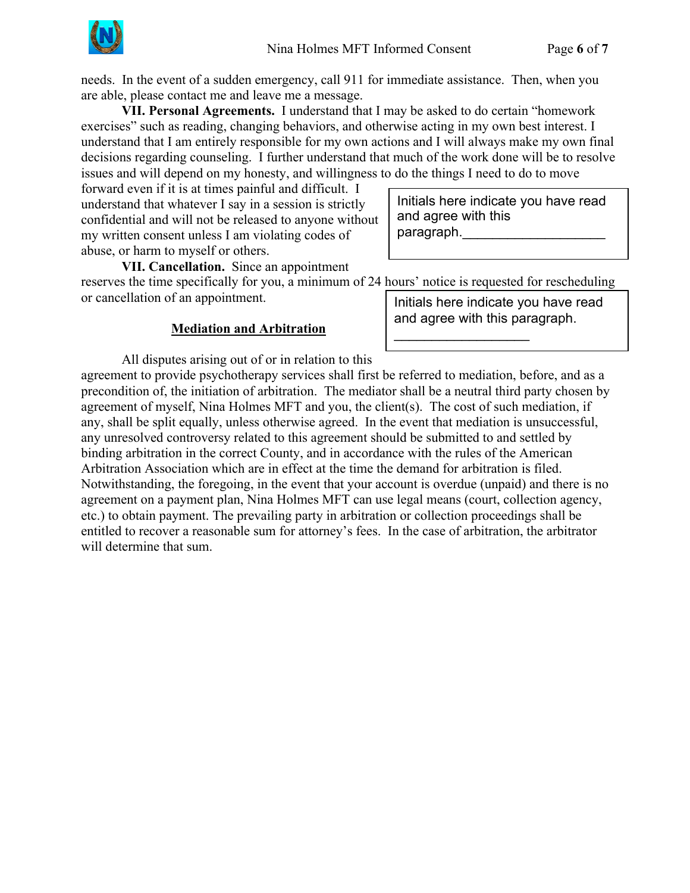needs. In the event of a sudden emergency, call 911 for immediate assistance. Then, when you are able, please contact me and leave me a message.

**VII. Personal Agreements.** I understand that I may be asked to do certain "homework exercises" such as reading, changing behaviors, and otherwise acting in my own best interest. I understand that I am entirely responsible for my own actions and I will always make my own final decisions regarding counseling. I further understand that much of the work done will be to resolve issues and will depend on my honesty, and willingness to do the things I need to do to move forward even if it is at times painful and difficult. I understand that whatever I say in a session is strictly confidential and will not be released to anyone without my written consent unless I am violating codes of abuse, or harm to myself or others.

Initials here indicate you have read and agree with this paragraph.___________________

**VII. Cancellation.** Since an appointment reserves the time specifically for you, a minimum of 24 hours' notice is requested for rescheduling or cancellation of an appointment.

Initials here indicate you have read and agree with this paragraph. ___________________

## Mediation and Arbitration

All disputes arising out of or in relation to this agreement to provide psychotherapy services shall first be referred to mediation, before, and as a precondition of, the initiation of arbitration. The mediator shall be a neutral third party chosen by agreement of myself, Nina Holmes MFT and you, the client(s). The cost of such mediation, if any, shall be split equally, unless otherwise agreed. In the event that mediation is unsuccessful, any unresolved controversy related to this agreement should be submitted to and settled by binding arbitration in the correct County, and in accordance with the rules of the American Arbitration Association which are in effect at the time the demand for arbitration is filed. Notwithstanding, the foregoing, in the event that your account is overdue (unpaid) and there is no agreement on a payment plan, Nina Holmes MFT can use legal means (court, collection agency, etc.) to obtain payment. The prevailing party in arbitration or collection proceedings shall be entitled to recover a reasonable sum for attorney's fees. In the case of arbitration, the arbitrator will determine that sum.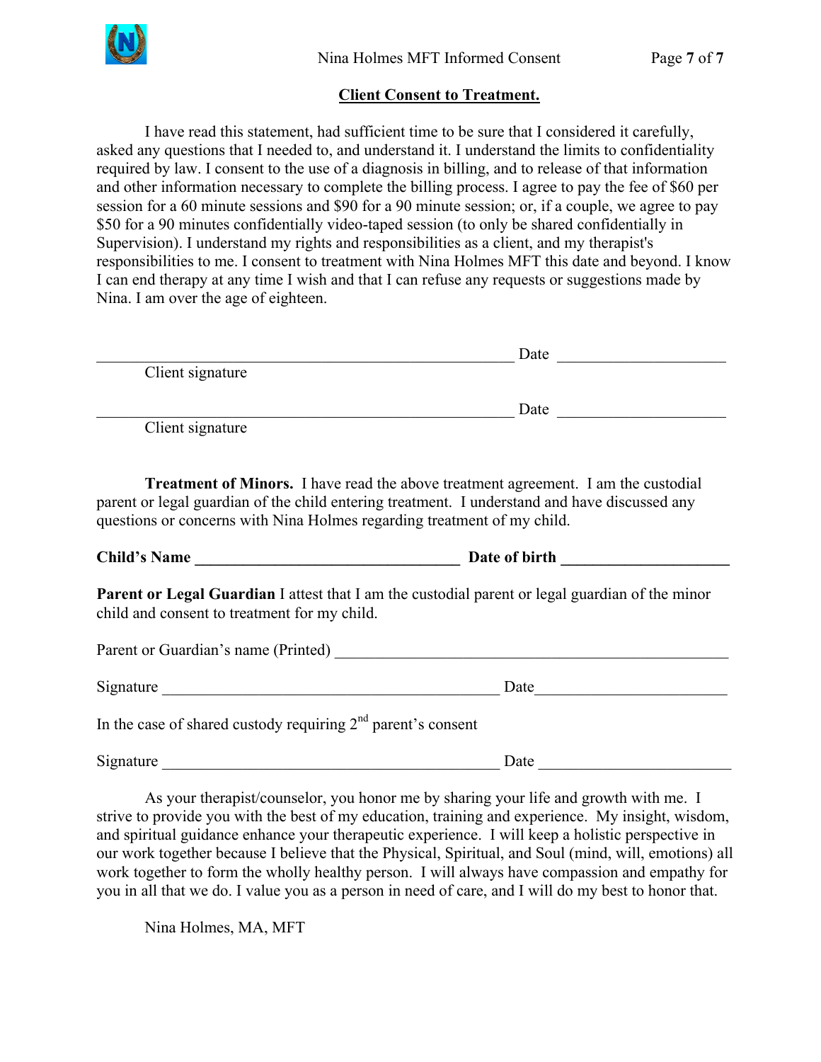## Client Consent to Treatment.

I have read this statement, had sufficient time to be sure that I considered it carefully, asked any questions that I needed to, and understand it. I understand the limits to confidentiality required by law. I consent to the use of a diagnosis in billing, and to release of that information and other information necessary to complete the billing process. I agree to pay the fee of $60 per session for a 60 minute sessions and $90 for a 90 minute session; or, if a couple, we agree to pay $50 for a 90 minutes confidentially video-taped session (to only be shared confidentially in Supervision). I understand my rights and responsibilities as a client, and my therapist's responsibilities to me. I consent to treatment with Nina Holmes MFT this date and beyond. I know I can end therapy at any time I wish and that I can refuse any requests or suggestions made by Nina. I am over the age of eighteen.

______________________________________________________ Date ____________________
Client signature

______________________________________________________ Date ____________________
Client signature

**Treatment of Minors.** I have read the above treatment agreement. I am the custodial parent or legal guardian of the child entering treatment. I understand and have discussed any questions or concerns with Nina Holmes regarding treatment of my child.

**Child's Name** ________________________________ **Date of birth** ____________________

**Parent or Legal Guardian** I attest that I am the custodial parent or legal guardian of the minor child and consent to treatment for my child.

Parent or Guardian's name (Printed) ____________________________________________

Signature ________________________________________ Date______________________

In the case of shared custody requiring 2nd parent's consent

Signature ________________________________________ Date ______________________

As your therapist/counselor, you honor me by sharing your life and growth with me. I strive to provide you with the best of my education, training and experience. My insight, wisdom, and spiritual guidance enhance your therapeutic experience. I will keep a holistic perspective in our work together because I believe that the Physical, Spiritual, and Soul (mind, will, emotions) all work together to form the wholly healthy person. I will always have compassion and empathy for you in all that we do. I value you as a person in need of care, and I will do my best to honor that.

Nina Holmes, MA, MFT